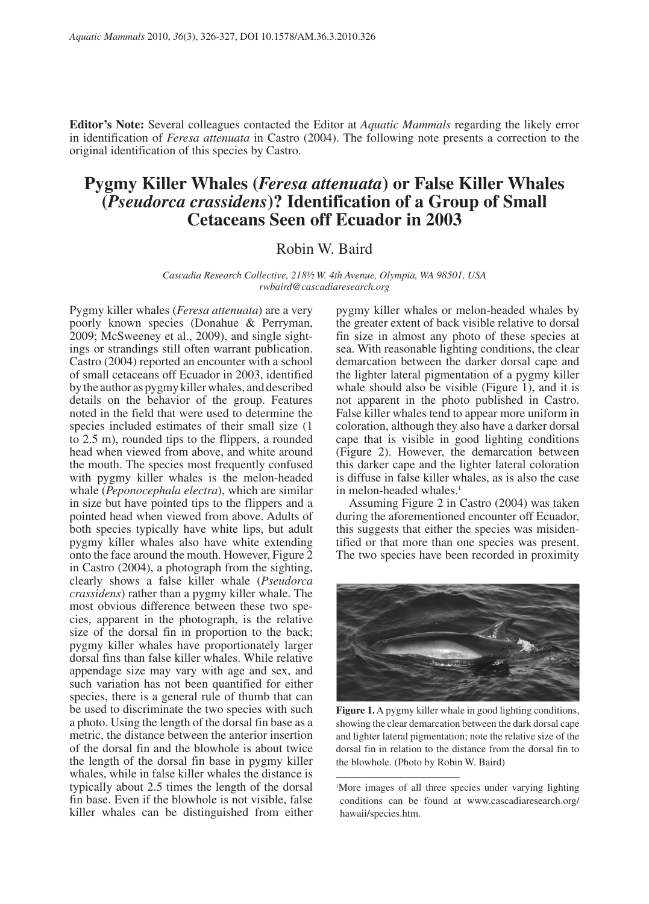**Editor's Note:** Several colleagues contacted the Editor at *Aquatic Mammals* regarding the likely error in identification of *Feresa attenuata* in Castro (2004). The following note presents a correction to the original identification of this species by Castro.

# Pygmy Killer Whales (*Feresa attenuata*) or False Killer Whales (*Pseudorca crassidens*)? Identification of a Group of Small Cetaceans Seen off Ecuador in 2003

Robin W. Baird

*Cascadia Research Collective, 218½ W. 4th Avenue, Olympia, WA 98501, USA*
*rwbaird@cascadiaresearch.org*

Pygmy killer whales (*Feresa attenuata*) are a very poorly known species (Donahue & Perryman, 2009; McSweeney et al., 2009), and single sightings or strandings still often warrant publication. Castro (2004) reported an encounter with a school of small cetaceans off Ecuador in 2003, identified by the author as pygmy killer whales, and described details on the behavior of the group. Features noted in the field that were used to determine the species included estimates of their small size (1 to 2.5 m), rounded tips to the flippers, a rounded head when viewed from above, and white around the mouth. The species most frequently confused with pygmy killer whales is the melon-headed whale (*Peponocephala electra*), which are similar in size but have pointed tips to the flippers and a pointed head when viewed from above. Adults of both species typically have white lips, but adult pygmy killer whales also have white extending onto the face around the mouth. However, Figure 2 in Castro (2004), a photograph from the sighting, clearly shows a false killer whale (*Pseudorca crassidens*) rather than a pygmy killer whale. The most obvious difference between these two species, apparent in the photograph, is the relative size of the dorsal fin in proportion to the back; pygmy killer whales have proportionately larger dorsal fins than false killer whales. While relative appendage size may vary with age and sex, and such variation has not been quantified for either species, there is a general rule of thumb that can be used to discriminate the two species with such a photo. Using the length of the dorsal fin base as a metric, the distance between the anterior insertion of the dorsal fin and the blowhole is about twice the length of the dorsal fin base in pygmy killer whales, while in false killer whales the distance is typically about 2.5 times the length of the dorsal fin base. Even if the blowhole is not visible, false killer whales can be distinguished from either pygmy killer whales or melon-headed whales by the greater extent of back visible relative to dorsal fin size in almost any photo of these species at sea. With reasonable lighting conditions, the clear demarcation between the darker dorsal cape and the lighter lateral pigmentation of a pygmy killer whale should also be visible (Figure 1), and it is not apparent in the photo published in Castro. False killer whales tend to appear more uniform in coloration, although they also have a darker dorsal cape that is visible in good lighting conditions (Figure 2). However, the demarcation between this darker cape and the lighter lateral coloration is diffuse in false killer whales, as is also the case in melon-headed whales.[1]

Assuming Figure 2 in Castro (2004) was taken during the aforementioned encounter off Ecuador, this suggests that either the species was misidentified or that more than one species was present. The two species have been recorded in proximity

**Figure 1.** A pygmy killer whale in good lighting conditions, showing the clear demarcation between the dark dorsal cape and lighter lateral pigmentation; note the relative size of the dorsal fin in relation to the distance from the dorsal fin to the blowhole. (Photo by Robin W. Baird)

[1] More images of all three species under varying lighting conditions can be found at www.cascadiaresearch.org/hawaii/species.htm.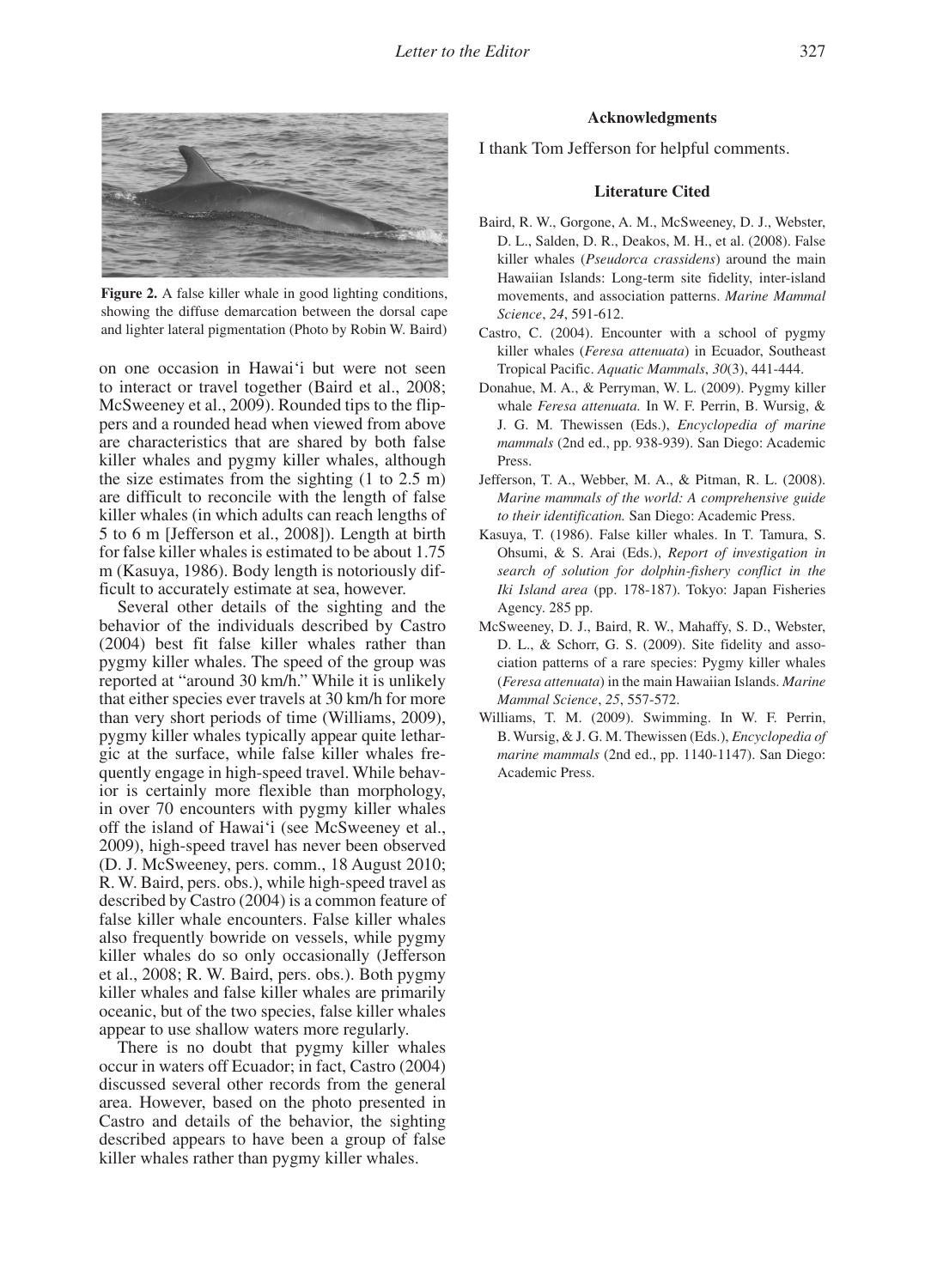**Figure 2.** A false killer whale in good lighting conditions, showing the diffuse demarcation between the dorsal cape and lighter lateral pigmentation (Photo by Robin W. Baird)

on one occasion in Hawai'i but were not seen to interact or travel together (Baird et al., 2008; McSweeney et al., 2009). Rounded tips to the flippers and a rounded head when viewed from above are characteristics that are shared by both false killer whales and pygmy killer whales, although the size estimates from the sighting (1 to 2.5 m) are difficult to reconcile with the length of false killer whales (in which adults can reach lengths of 5 to 6 m [Jefferson et al., 2008]). Length at birth for false killer whales is estimated to be about 1.75 m (Kasuya, 1986). Body length is notoriously difficult to accurately estimate at sea, however.

Several other details of the sighting and the behavior of the individuals described by Castro (2004) best fit false killer whales rather than pygmy killer whales. The speed of the group was reported at "around 30 km/h." While it is unlikely that either species ever travels at 30 km/h for more than very short periods of time (Williams, 2009), pygmy killer whales typically appear quite lethargic at the surface, while false killer whales frequently engage in high-speed travel. While behavior is certainly more flexible than morphology, in over 70 encounters with pygmy killer whales off the island of Hawai'i (see McSweeney et al., 2009), high-speed travel has never been observed (D. J. McSweeney, pers. comm., 18 August 2010; R. W. Baird, pers. obs.), while high-speed travel as described by Castro (2004) is a common feature of false killer whale encounters. False killer whales also frequently bowride on vessels, while pygmy killer whales do so only occasionally (Jefferson et al., 2008; R. W. Baird, pers. obs.). Both pygmy killer whales and false killer whales are primarily oceanic, but of the two species, false killer whales appear to use shallow waters more regularly.

There is no doubt that pygmy killer whales occur in waters off Ecuador; in fact, Castro (2004) discussed several other records from the general area. However, based on the photo presented in Castro and details of the behavior, the sighting described appears to have been a group of false killer whales rather than pygmy killer whales.

## Acknowledgments

I thank Tom Jefferson for helpful comments.

## Literature Cited

Baird, R. W., Gorgone, A. M., McSweeney, D. J., Webster, D. L., Salden, D. R., Deakos, M. H., et al. (2008). False killer whales (*Pseudorca crassidens*) around the main Hawaiian Islands: Long-term site fidelity, inter-island movements, and association patterns. *Marine Mammal Science*, *24*, 591-612.

Castro, C. (2004). Encounter with a school of pygmy killer whales (*Feresa attenuata*) in Ecuador, Southeast Tropical Pacific. *Aquatic Mammals*, *30*(3), 441-444.

Donahue, M. A., & Perryman, W. L. (2009). Pygmy killer whale *Feresa attenuata.* In W. F. Perrin, B. Wursig, & J. G. M. Thewissen (Eds.), *Encyclopedia of marine mammals* (2nd ed., pp. 938-939). San Diego: Academic Press.

Jefferson, T. A., Webber, M. A., & Pitman, R. L. (2008). *Marine mammals of the world: A comprehensive guide to their identification.* San Diego: Academic Press.

Kasuya, T. (1986). False killer whales. In T. Tamura, S. Ohsumi, & S. Arai (Eds.), *Report of investigation in search of solution for dolphin-fishery conflict in the Iki Island area* (pp. 178-187). Tokyo: Japan Fisheries Agency. 285 pp.

McSweeney, D. J., Baird, R. W., Mahaffy, S. D., Webster, D. L., & Schorr, G. S. (2009). Site fidelity and association patterns of a rare species: Pygmy killer whales (*Feresa attenuata*) in the main Hawaiian Islands. *Marine Mammal Science*, *25*, 557-572.

Williams, T. M. (2009). Swimming. In W. F. Perrin, B. Wursig, & J. G. M. Thewissen (Eds.), *Encyclopedia of marine mammals* (2nd ed., pp. 1140-1147). San Diego: Academic Press.